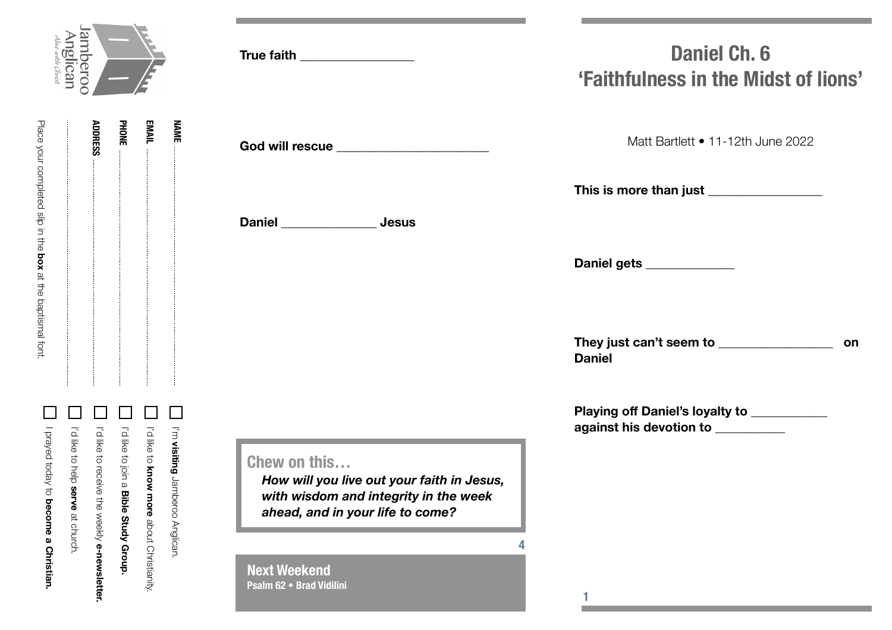Jamberoo Anglican
*Alive with Christ*

**NAME** ..................................................

**EMAIL** ..................................................

**PHONE** ..................................................

**ADRESS** ..................................................

..................................................

Place your completed slip in the **box** at the baptismal font.

- ☐ I'm **visiting** Jamberoo Anglican.
- ☐ I'd like to **know more** about Christianity.
- ☐ I'd like to join a **Bible Study Group.**
- ☐ I'd like to receive the weekly **e-newsletter.**
- ☐ I'd like to help **serve** at church.
- ☐ I prayed today to **become a Christian.**

**True faith** ________________

**God will rescue** _____________________

**Daniel** _____________ **Jesus**

## Chew on this…

***How will you live out your faith in Jesus, with wisdom and integrity in the week ahead, and in your life to come?***

**Next Weekend**
**Psalm 62 • Brad Vidilini**

# Daniel Ch. 6
# 'Faithfulness in the Midst of lions'

Matt Bartlett • 11-12th June 2022

**This is more than just** ________________

**Daniel gets** ____________

**They just can't seem to** ________________ **on Daniel**

**Playing off Daniel's loyalty to** __________ **against his devotion to** __________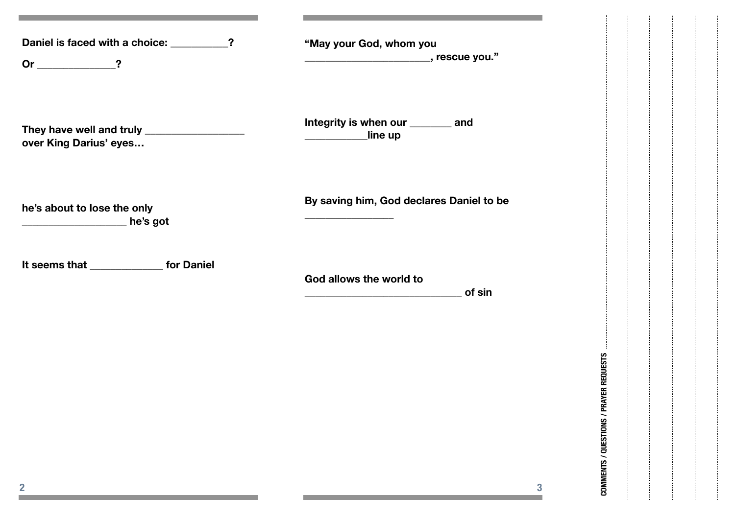**Daniel is faced with a choice: __________?**

**Or ______________?**

**They have well and truly __________________ over King Darius' eyes…**

**he's about to lose the only ___________________ he's got**

**It seems that _____________ for Daniel**

**"May your God, whom you ______________________, rescue you."**

**Integrity is when our _______ and ___________line up**

**By saving him, God declares Daniel to be ________________**

**God allows the world to ____________________________ of sin**

**COMMENTS / QUESTIONS / PRAYER REQUESTS**